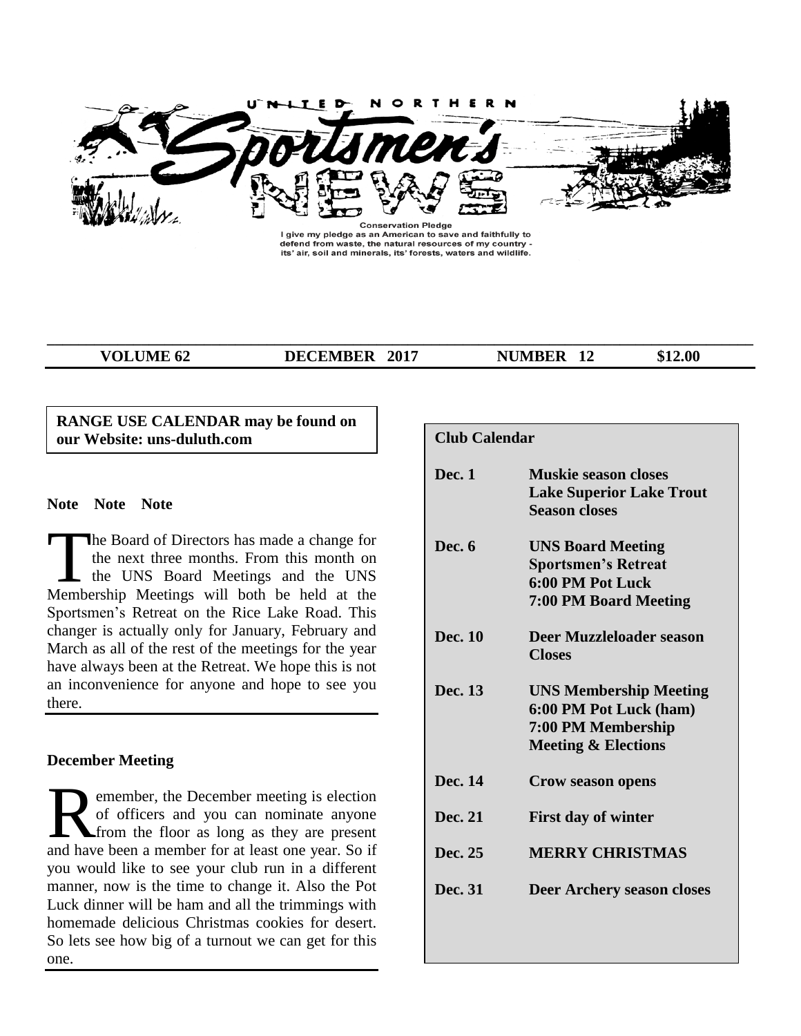# UNITED NORTHERN Sportsmen's NEWS

**Conservation Pledge**
I give my pledge as an American to save and faithfully to defend from waste, the natural resources of my country - its' air, soil and minerals, its' forests, waters and wildlife.

**VOLUME 62 DECEMBER 2017 NUMBER 12 $12.00**

**RANGE USE CALENDAR may be found on our Website: uns-duluth.com**

**Note Note Note**

The Board of Directors has made a change for the next three months. From this month on the UNS Board Meetings and the UNS Membership Meetings will both be held at the Sportsmen's Retreat on the Rice Lake Road. This changer is actually only for January, February and March as all of the rest of the meetings for the year have always been at the Retreat. We hope this is not an inconvenience for anyone and hope to see you there.

**December Meeting**

Remember, the December meeting is election of officers and you can nominate anyone from the floor as long as they are present and have been a member for at least one year. So if you would like to see your club run in a different manner, now is the time to change it. Also the Pot Luck dinner will be ham and all the trimmings with homemade delicious Christmas cookies for desert. So lets see how big of a turnout we can get for this one.

**Club Calendar**

| | |
|---|---|
| **Dec. 1** | **Muskie season closes Lake Superior Lake Trout Season closes** |
| **Dec. 6** | **UNS Board Meeting Sportsmen's Retreat 6:00 PM Pot Luck 7:00 PM Board Meeting** |
| **Dec. 10** | **Deer Muzzleloader season Closes** |
| **Dec. 13** | **UNS Membership Meeting 6:00 PM Pot Luck (ham) 7:00 PM Membership Meeting & Elections** |
| **Dec. 14** | **Crow season opens** |
| **Dec. 21** | **First day of winter** |
| **Dec. 25** | **MERRY CHRISTMAS** |
| **Dec. 31** | **Deer Archery season closes** |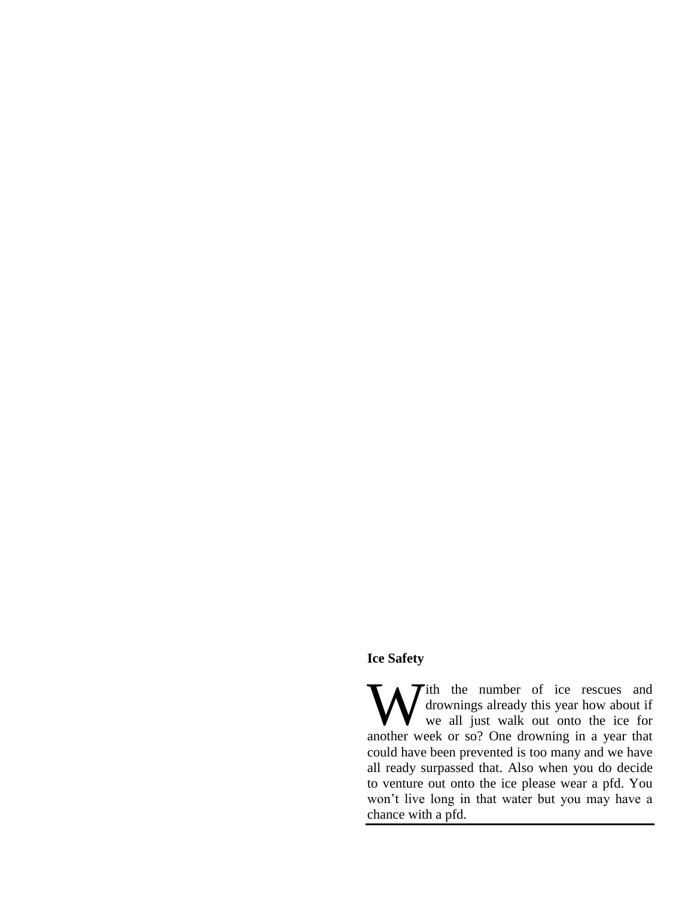**Ice Safety**

With the number of ice rescues and drownings already this year how about if we all just walk out onto the ice for another week or so? One drowning in a year that could have been prevented is too many and we have all ready surpassed that. Also when you do decide to venture out onto the ice please wear a pfd. You won't live long in that water but you may have a chance with a pfd.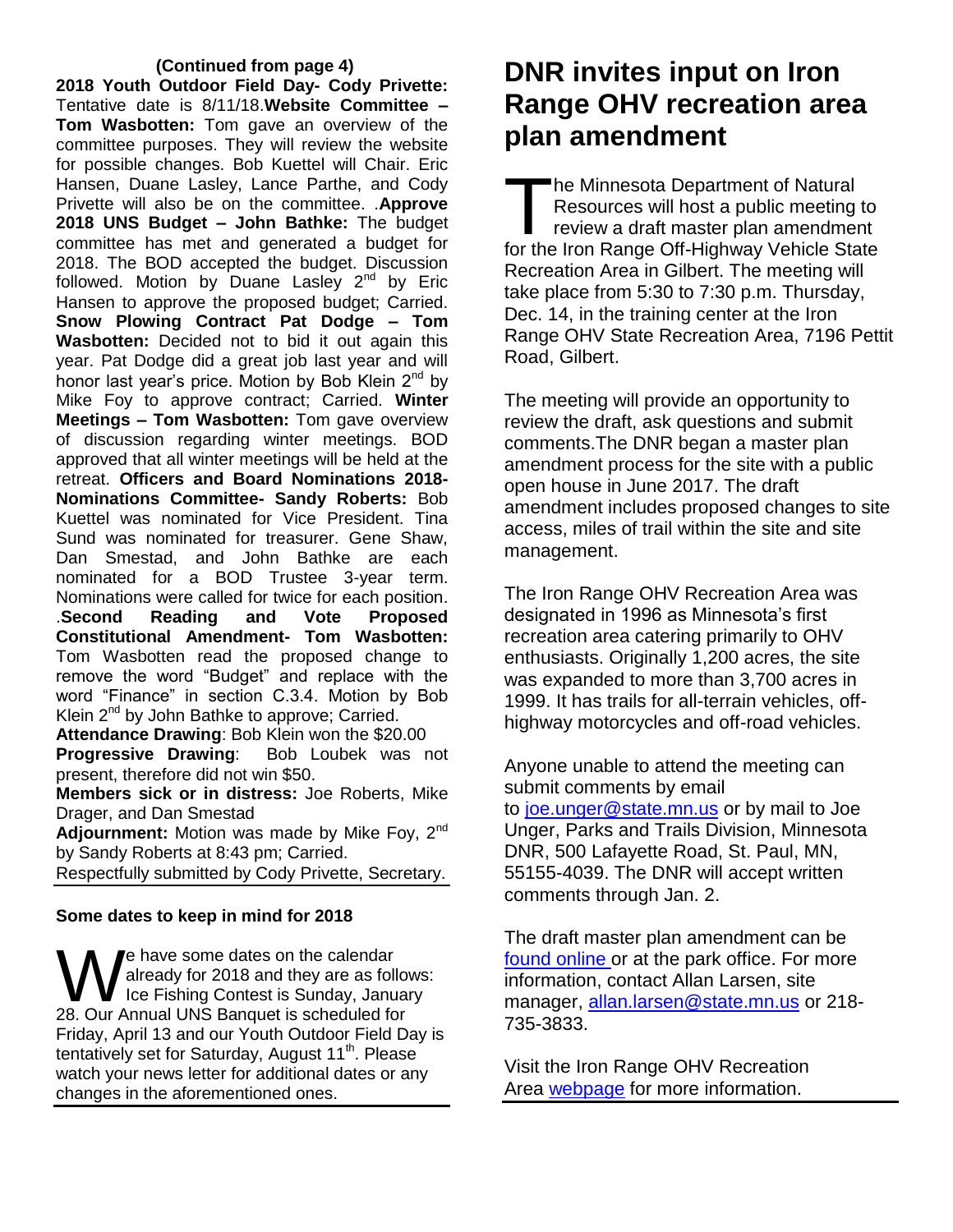**(Continued from page 4)**

**2018 Youth Outdoor Field Day- Cody Privette:** Tentative date is 8/11/18.**Website Committee – Tom Wasbotten:** Tom gave an overview of the committee purposes. They will review the website for possible changes. Bob Kuettel will Chair. Eric Hansen, Duane Lasley, Lance Parthe, and Cody Privette will also be on the committee. .**Approve 2018 UNS Budget – John Bathke:** The budget committee has met and generated a budget for 2018. The BOD accepted the budget. Discussion followed. Motion by Duane Lasley 2nd by Eric Hansen to approve the proposed budget; Carried. **Snow Plowing Contract Pat Dodge – Tom Wasbotten:** Decided not to bid it out again this year. Pat Dodge did a great job last year and will honor last year's price. Motion by Bob Klein 2nd by Mike Foy to approve contract; Carried. **Winter Meetings – Tom Wasbotten:** Tom gave overview of discussion regarding winter meetings. BOD approved that all winter meetings will be held at the retreat. **Officers and Board Nominations 2018- Nominations Committee- Sandy Roberts:** Bob Kuettel was nominated for Vice President. Tina Sund was nominated for treasurer. Gene Shaw, Dan Smestad, and John Bathke are each nominated for a BOD Trustee 3-year term. Nominations were called for twice for each position. .**Second Reading and Vote Proposed Constitutional Amendment- Tom Wasbotten:** Tom Wasbotten read the proposed change to remove the word "Budget" and replace with the word "Finance" in section C.3.4. Motion by Bob Klein 2nd by John Bathke to approve; Carried.

**Attendance Drawing**: Bob Klein won the $20.00

**Progressive Drawing**: Bob Loubek was not present, therefore did not win $50.

**Members sick or in distress:** Joe Roberts, Mike Drager, and Dan Smestad

**Adjournment:** Motion was made by Mike Foy, 2nd by Sandy Roberts at 8:43 pm; Carried.

Respectfully submitted by Cody Privette, Secretary.

---

**Some dates to keep in mind for 2018**

We have some dates on the calendar already for 2018 and they are as follows: Ice Fishing Contest is Sunday, January 28. Our Annual UNS Banquet is scheduled for Friday, April 13 and our Youth Outdoor Field Day is tentatively set for Saturday, August 11th. Please watch your news letter for additional dates or any changes in the aforementioned ones.

---

# DNR invites input on Iron Range OHV recreation area plan amendment

The Minnesota Department of Natural Resources will host a public meeting to review a draft master plan amendment for the Iron Range Off-Highway Vehicle State Recreation Area in Gilbert. The meeting will take place from 5:30 to 7:30 p.m. Thursday, Dec. 14, in the training center at the Iron Range OHV State Recreation Area, 7196 Pettit Road, Gilbert.

The meeting will provide an opportunity to review the draft, ask questions and submit comments.The DNR began a master plan amendment process for the site with a public open house in June 2017. The draft amendment includes proposed changes to site access, miles of trail within the site and site management.

The Iron Range OHV Recreation Area was designated in 1996 as Minnesota's first recreation area catering primarily to OHV enthusiasts. Originally 1,200 acres, the site was expanded to more than 3,700 acres in 1999. It has trails for all-terrain vehicles, off-highway motorcycles and off-road vehicles.

Anyone unable to attend the meeting can submit comments by email to joe.unger@state.mn.us or by mail to Joe Unger, Parks and Trails Division, Minnesota DNR, 500 Lafayette Road, St. Paul, MN, 55155-4039. The DNR will accept written comments through Jan. 2.

The draft master plan amendment can be found online or at the park office. For more information, contact Allan Larsen, site manager, allan.larsen@state.mn.us or 218-735-3833.

Visit the Iron Range OHV Recreation Area webpage for more information.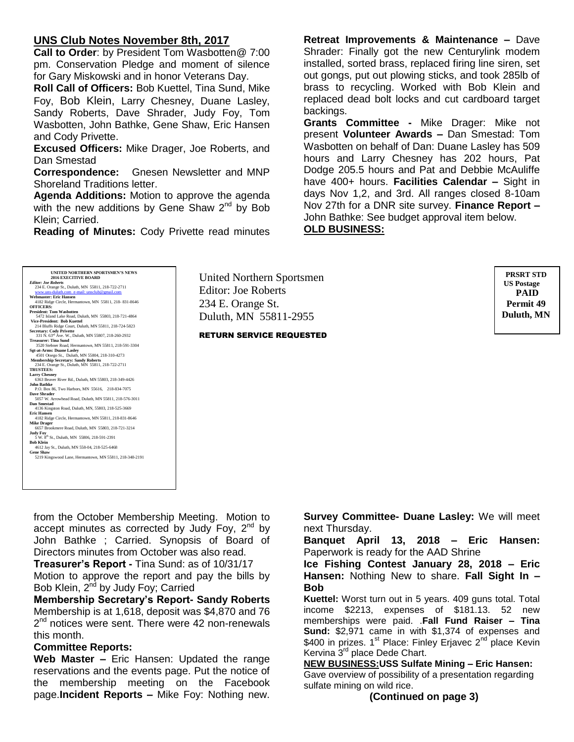## UNS Club Notes November 8th, 2017

**Call to Order**: by President Tom Wasbotten@ 7:00 pm. Conservation Pledge and moment of silence for Gary Miskowski and in honor Veterans Day.

**Roll Call of Officers:** Bob Kuettel, Tina Sund, Mike Foy, Bob Klein, Larry Chesney, Duane Lasley, Sandy Roberts, Dave Shrader, Judy Foy, Tom Wasbotten, John Bathke, Gene Shaw, Eric Hansen and Cody Privette.

**Excused Officers:** Mike Drager, Joe Roberts, and Dan Smestad

**Correspondence:** Gnesen Newsletter and MNP Shoreland Traditions letter.

**Agenda Additions:** Motion to approve the agenda with the new additions by Gene Shaw 2nd by Bob Klein; Carried.

**Reading of Minutes:** Cody Privette read minutes from the October Membership Meeting. Motion to accept minutes as corrected by Judy Foy, 2nd by John Bathke ; Carried. Synopsis of Board of Directors minutes from October was also read.

**Treasurer's Report -** Tina Sund: as of 10/31/17

Motion to approve the report and pay the bills by Bob Klein, 2nd by Judy Foy; Carried

**Membership Secretary's Report- Sandy Roberts** Membership is at 1,618, deposit was $4,870 and 76 2nd notices were sent. There were 42 non-renewals this month.

**Committee Reports:**

**Web Master –** Eric Hansen: Updated the range reservations and the events page. Put the notice of the membership meeting on the Facebook page. **Incident Reports –** Mike Foy: Nothing new.

**Retreat Improvements & Maintenance –** Dave Shrader: Finally got the new Centurylink modem installed, sorted brass, replaced firing line siren, set out gongs, put out plowing sticks, and took 285lb of brass to recycling. Worked with Bob Klein and replaced dead bolt locks and cut cardboard target backings.

**Grants Committee -** Mike Drager: Mike not present **Volunteer Awards –** Dan Smestad: Tom Wasbotten on behalf of Dan: Duane Lasley has 509 hours and Larry Chesney has 202 hours, Pat Dodge 205.5 hours and Pat and Debbie McAuliffe have 400+ hours. **Facilities Calendar –** Sight in days Nov 1,2, and 3rd. All ranges closed 8-10am Nov 27th for a DNR site survey. **Finance Report –** John Bathke: See budget approval item below.

**OLD BUSINESS:**

**Survey Committee- Duane Lasley:** We will meet next Thursday.

**Banquet April 13, 2018 – Eric Hansen:** Paperwork is ready for the AAD Shrine

**Ice Fishing Contest January 28, 2018 – Eric Hansen:** Nothing New to share. **Fall Sight In – Bob Kuettel:** Worst turn out in 5 years. 409 guns total. Total income $2213, expenses of $181.13. 52 new memberships were paid. .**Fall Fund Raiser – Tina Sund:** $2,971 came in with $1,374 of expenses and $400 in prizes. 1st Place: Finley Erjavec 2nd place Kevin Kervina 3rd place Dede Chart.

**NEW BUSINESS:USS Sulfate Mining – Eric Hansen:** Gave overview of possibility of a presentation regarding sulfate mining on wild rice.

**(Continued on page 3)**

---

**UNITED NORTHERN SPORTSMEN'S NEWS**
**2016 EXECITIVE BOARD**

*Editor: Joe Roberts*
234 E. Orange St., Duluth, MN 55811, 218-722-2711
www.uns-duluth.com e-mail: unsclub@gmail.com

**Webmaster: Eric Hansen**
4182 Ridge Circle, Hermantown, MN 55811, 218- 831-8646

**OFFICERS:**

**President: Tom Wasbotten**
5472 Island Lake Road, Duluth, MN 55803, 218-721-4864

**Vice-President: Bob Kuettel**
214 Bluffs Ridge Court, Duluth, MN 55811, 218-724-5823

**Secretary: Cody Privette**
331 N. 63rd Ave. W., Duluth, MN 55807, 218-260-2932

**Treasurer: Tina Sund**
3520 Stebner Road, Hermantown, MN 55811, 218-591-3304

**Sgt-at-Arms: Duane Lasley**
4501 Otsego St., Duluth, MN 55804, 218-310-4273

**Membership Secretary: Sandy Roberts**
234 E. Orange St., Duluth, MN 55811, 218-722-2711

**TRUSTEES:**

**Larry Chesney**
6363 Beaver River Rd., Duluth, MN 55803, 218-349-4426

**John Bathke**
P.O. Box 86, Two Harbors, MN 55616, 218-834-7075

**Dave Shrader**
5057 W. Arrowhead Road, Duluth, MN 55811, 218-576-3011

**Dan Smestad**
4136 Kingston Road, Duluth, MN, 55803, 218-525-3669

**Eric Hansen**
4182 Ridge Circle, Hermantown, MN 55811, 218-831-8646

**Mike Drager**
6657 Brookmere Road, Duluth, MN 55803, 218-721-3214

**Judy Foy**
5 W. 8th St., Duluth, MN 55806, 218-591-2391

**Bob Klein**
4612 Jay St., Duluth, MN 558-04, 218-525-6468

**Gene Shaw**
5219 Kingswood Lane, Hermantown, MN 55811, 218-348-2191

---

United Northern Sportsmen
Editor: Joe Roberts
234 E. Orange St.
Duluth, MN 55811-2955

**RETURN SERVICE REQUESTED**

**PRSRT STD**
**US Postage**
**PAID**
**Permit 49**
**Duluth, MN**